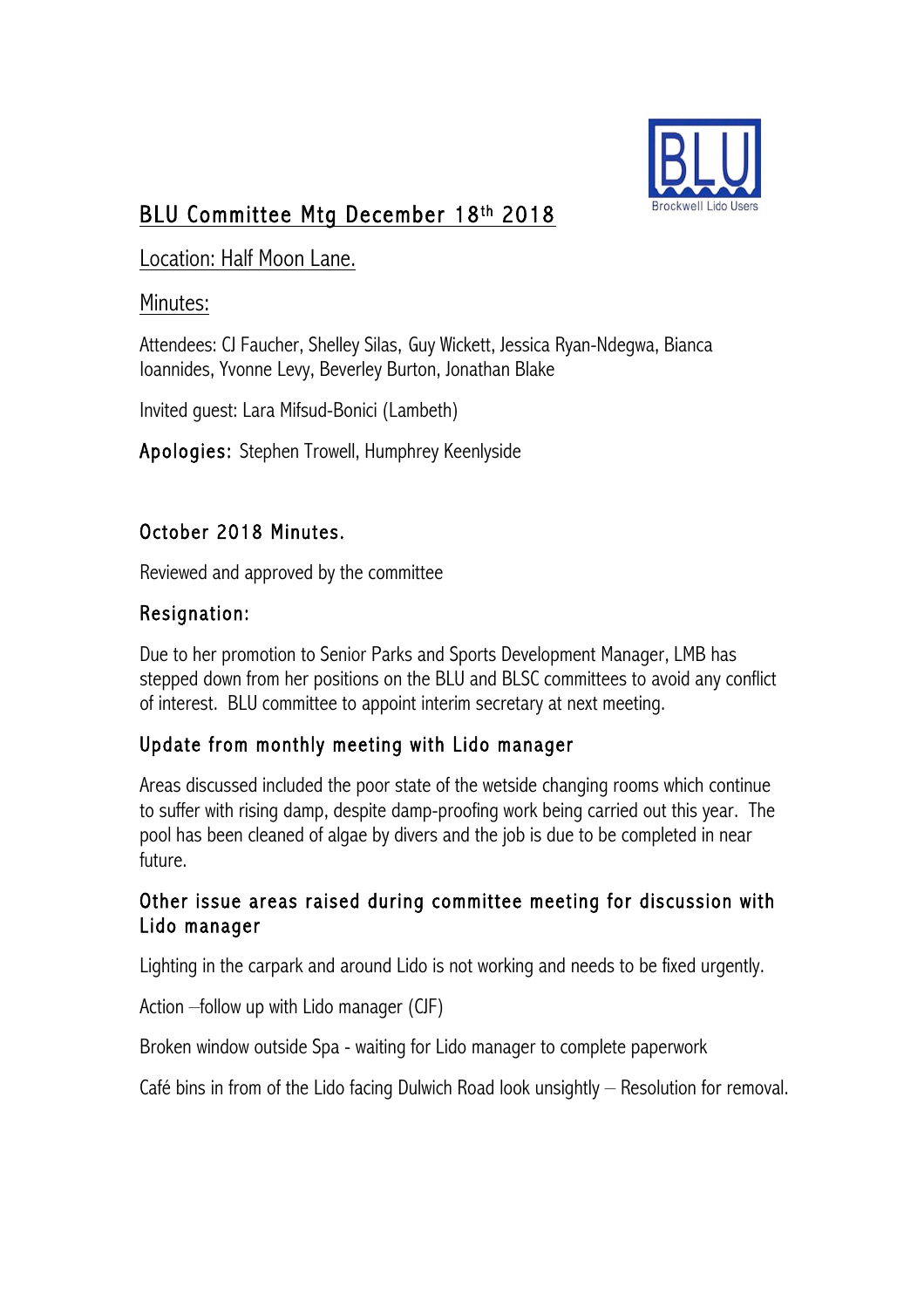# BLU Committee Mtg December 18th 2018

Location: Half Moon Lane.

Minutes:

Attendees: CJ Faucher, Shelley Silas, Guy Wickett, Jessica Ryan-Ndegwa, Bianca Ioannides, Yvonne Levy, Beverley Burton, Jonathan Blake

Invited guest: Lara Mifsud-Bonici (Lambeth)

**Apologies:** Stephen Trowell, Humphrey Keenlyside

## October 2018 Minutes.

Reviewed and approved by the committee

## Resignation:

Due to her promotion to Senior Parks and Sports Development Manager, LMB has stepped down from her positions on the BLU and BLSC committees to avoid any conflict of interest. BLU committee to appoint interim secretary at next meeting.

## Update from monthly meeting with Lido manager

Areas discussed included the poor state of the wetside changing rooms which continue to suffer with rising damp, despite damp-proofing work being carried out this year. The pool has been cleaned of algae by divers and the job is due to be completed in near future.

## Other issue areas raised during committee meeting for discussion with Lido manager

Lighting in the carpark and around Lido is not working and needs to be fixed urgently.

Action –follow up with Lido manager (CJF)

Broken window outside Spa - waiting for Lido manager to complete paperwork

Café bins in from of the Lido facing Dulwich Road look unsightly – Resolution for removal.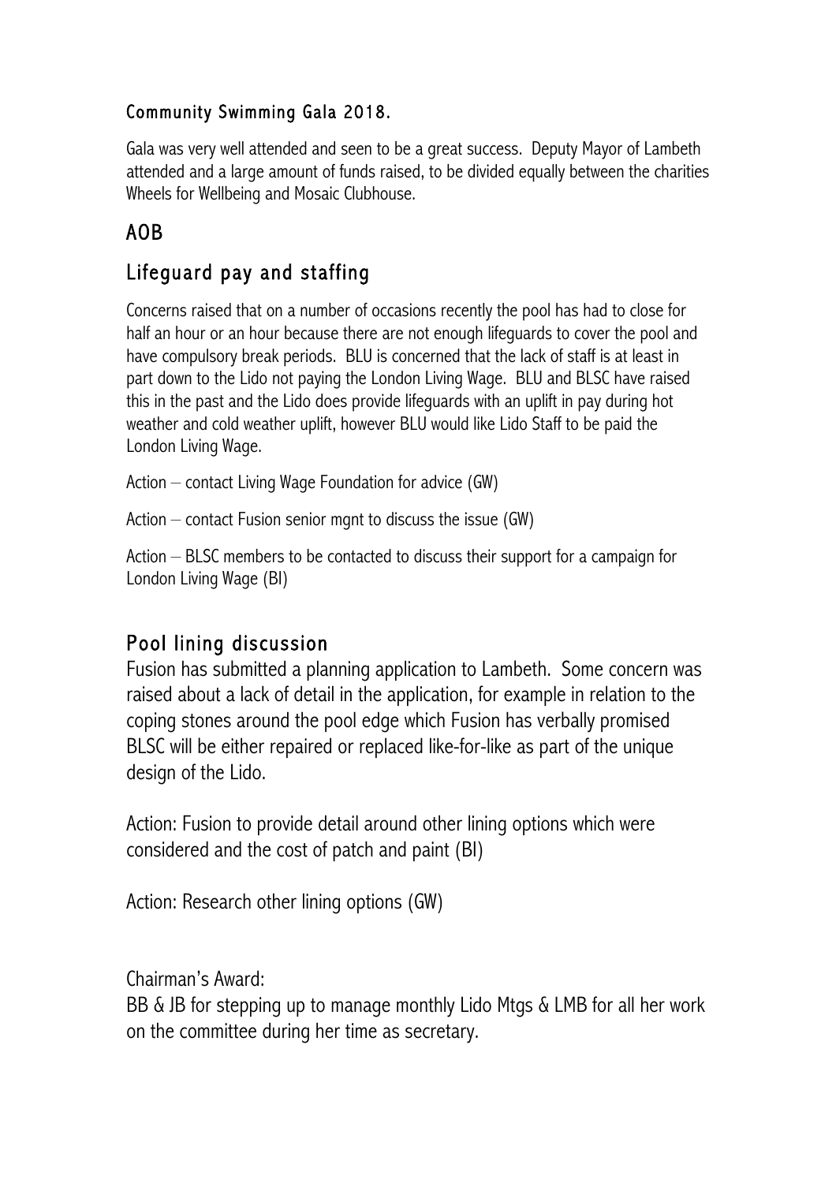### Community Swimming Gala 2018.

Gala was very well attended and seen to be a great success. Deputy Mayor of Lambeth attended and a large amount of funds raised, to be divided equally between the charities Wheels for Wellbeing and Mosaic Clubhouse.

## AOB

## Lifeguard pay and staffing

Concerns raised that on a number of occasions recently the pool has had to close for half an hour or an hour because there are not enough lifeguards to cover the pool and have compulsory break periods. BLU is concerned that the lack of staff is at least in part down to the Lido not paying the London Living Wage. BLU and BLSC have raised this in the past and the Lido does provide lifeguards with an uplift in pay during hot weather and cold weather uplift, however BLU would like Lido Staff to be paid the London Living Wage.

Action – contact Living Wage Foundation for advice (GW)

Action – contact Fusion senior mgnt to discuss the issue (GW)

Action – BLSC members to be contacted to discuss their support for a campaign for London Living Wage (BI)

## Pool lining discussion

Fusion has submitted a planning application to Lambeth. Some concern was raised about a lack of detail in the application, for example in relation to the coping stones around the pool edge which Fusion has verbally promised BLSC will be either repaired or replaced like-for-like as part of the unique design of the Lido.

Action: Fusion to provide detail around other lining options which were considered and the cost of patch and paint (BI)

Action: Research other lining options (GW)

Chairman's Award:
BB & JB for stepping up to manage monthly Lido Mtgs & LMB for all her work on the committee during her time as secretary.